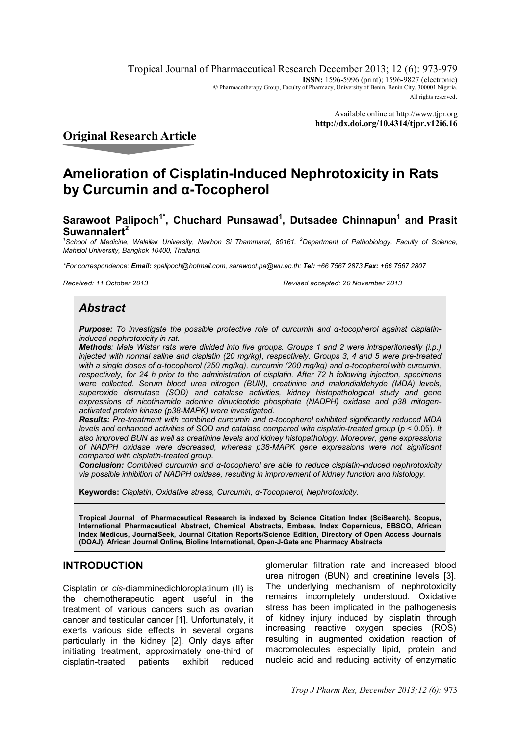Tropical Journal of Pharmaceutical Research December 2013; 12 (6): 973-979

**ISSN:** 1596-5996 (print); 1596-9827 (electronic)

© Pharmacotherapy Group, Faculty of Pharmacy, University of Benin, Benin City, 300001 Nigeria.

All rights reserved.

Available online at http://www.tjpr.org

**http://dx.doi.org/10.4314/tjpr.v12i6.16**

## Original Research Article

# Amelioration of Cisplatin-Induced Nephrotoxicity in Rats by Curcumin and α-Tocopherol

**Sarawoot Palipoch[1*], Chuchard Punsawad[1], Dutsadee Chinnapun[1] and Prasit Suwannalert[2]**

*[1]School of Medicine, Walailak University, Nakhon Si Thammarat, 80161, [2]Department of Pathobiology, Faculty of Science, Mahidol University, Bangkok 10400, Thailand.*

*\*For correspondence: **Email:** spalipoch@hotmail.com, sarawoot.pa@wu.ac.th; **Tel:** +66 7567 2873 **Fax:** +66 7567 2807*

*Received: 11 October 2013* *Revised accepted: 20 November 2013*

## *Abstract*

***Purpose:*** *To investigate the possible protective role of curcumin and α-tocopherol against cisplatin-induced nephrotoxicity in rat.*

***Methods****: Male Wistar rats were divided into five groups. Groups 1 and 2 were intraperitoneally (i.p.) injected with normal saline and cisplatin (20 mg/kg), respectively. Groups 3, 4 and 5 were pre-treated with a single doses of α-tocopherol (250 mg/kg), curcumin (200 mg/kg) and α-tocopherol with curcumin, respectively, for 24 h prior to the administration of cisplatin. After 72 h following injection, specimens were collected. Serum blood urea nitrogen (BUN), creatinine and malondialdehyde (MDA) levels, superoxide dismutase (SOD) and catalase activities, kidney histopathological study and gene expressions of nicotinamide adenine dinucleotide phosphate (NADPH) oxidase and p38 mitogen-activated protein kinase (p38-MAPK) were investigated.*

***Results:*** *Pre-treatment with combined curcumin and α-tocopherol exhibited significantly reduced MDA levels and enhanced activities of SOD and catalase compared with cisplatin-treated group ($p < 0.05$). It also improved BUN as well as creatinine levels and kidney histopathology. Moreover, gene expressions of NADPH oxidase were decreased, whereas p38-MAPK gene expressions were not significant compared with cisplatin-treated group.*

***Conclusion:*** *Combined curcumin and α-tocopherol are able to reduce cisplatin-induced nephrotoxicity via possible inhibition of NADPH oxidase, resulting in improvement of kidney function and histology.*

**Keywords:** *Cisplatin, Oxidative stress, Curcumin, α-Tocopherol, Nephrotoxicity.*

**Tropical Journal of Pharmaceutical Research is indexed by Science Citation Index (SciSearch), Scopus, International Pharmaceutical Abstract, Chemical Abstracts, Embase, Index Copernicus, EBSCO, African Index Medicus, JournalSeek, Journal Citation Reports/Science Edition, Directory of Open Access Journals (DOAJ), African Journal Online, Bioline International, Open-J-Gate and Pharmacy Abstracts**

## INTRODUCTION

Cisplatin or *cis*-diamminedichloroplatinum (II) is the chemotherapeutic agent useful in the treatment of various cancers such as ovarian cancer and testicular cancer [1]. Unfortunately, it exerts various side effects in several organs particularly in the kidney [2]. Only days after initiating treatment, approximately one-third of cisplatin-treated patients exhibit reduced glomerular filtration rate and increased blood urea nitrogen (BUN) and creatinine levels [3]. The underlying mechanism of nephrotoxicity remains incompletely understood. Oxidative stress has been implicated in the pathogenesis of kidney injury induced by cisplatin through increasing reactive oxygen species (ROS) resulting in augmented oxidation reaction of macromolecules especially lipid, protein and nucleic acid and reducing activity of enzymatic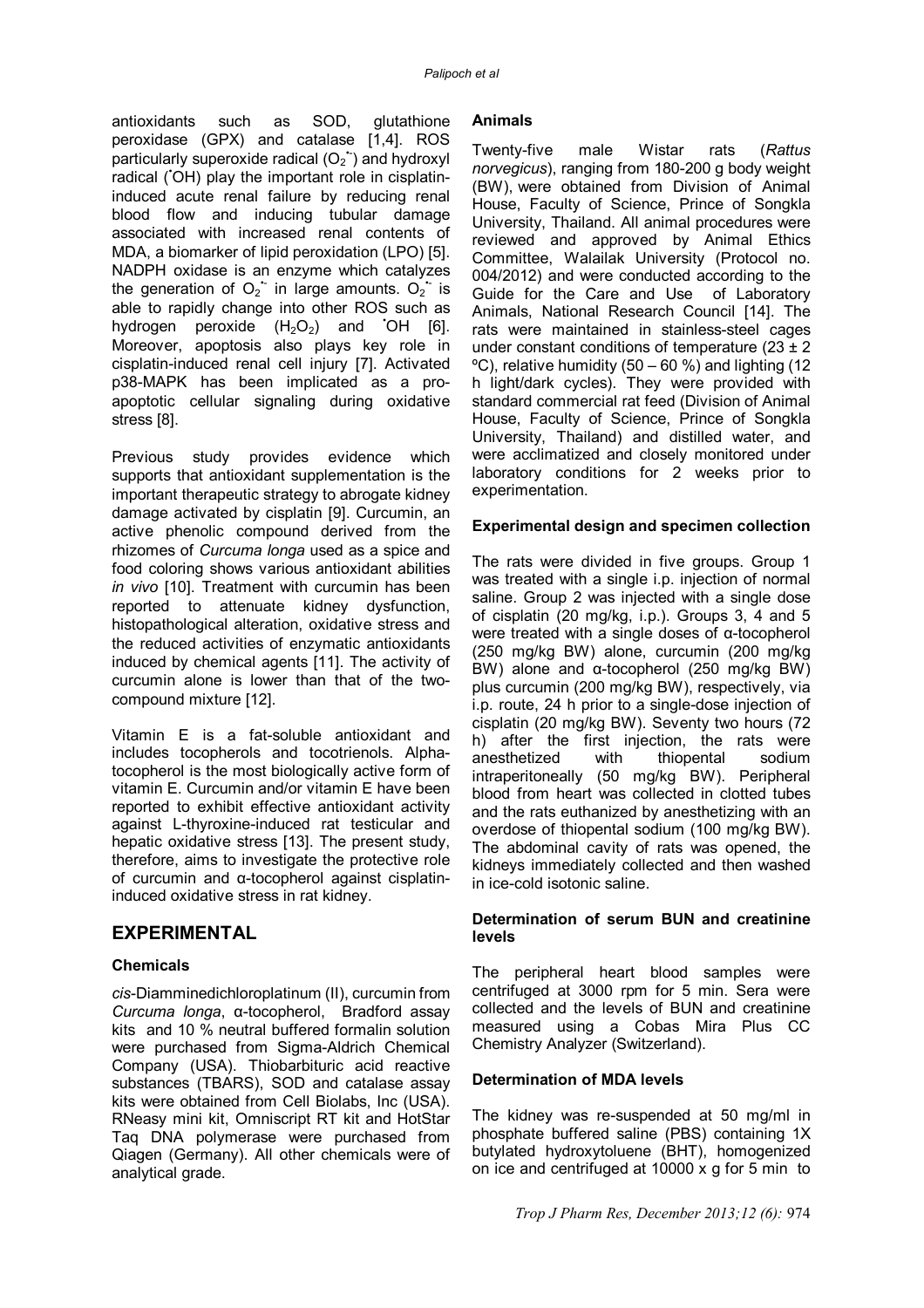antioxidants such as SOD, glutathione peroxidase (GPX) and catalase [1,4]. ROS particularly superoxide radical ($O_2^{\bullet-}$) and hydroxyl radical ($^{\bullet}OH$) play the important role in cisplatin-induced acute renal failure by reducing renal blood flow and inducing tubular damage associated with increased renal contents of MDA, a biomarker of lipid peroxidation (LPO) [5]. NADPH oxidase is an enzyme which catalyzes the generation of $O_2^{\bullet-}$ in large amounts. $O_2^{\bullet-}$ is able to rapidly change into other ROS such as hydrogen peroxide ($H_2O_2$) and $^{\bullet}OH$ [6]. Moreover, apoptosis also plays key role in cisplatin-induced renal cell injury [7]. Activated p38-MAPK has been implicated as a pro-apoptotic cellular signaling during oxidative stress [8].

Previous study provides evidence which supports that antioxidant supplementation is the important therapeutic strategy to abrogate kidney damage activated by cisplatin [9]. Curcumin, an active phenolic compound derived from the rhizomes of *Curcuma longa* used as a spice and food coloring shows various antioxidant abilities *in vivo* [10]. Treatment with curcumin has been reported to attenuate kidney dysfunction, histopathological alteration, oxidative stress and the reduced activities of enzymatic antioxidants induced by chemical agents [11]. The activity of curcumin alone is lower than that of the two-compound mixture [12].

Vitamin E is a fat-soluble antioxidant and includes tocopherols and tocotrienols. Alpha-tocopherol is the most biologically active form of vitamin E. Curcumin and/or vitamin E have been reported to exhibit effective antioxidant activity against L-thyroxine-induced rat testicular and hepatic oxidative stress [13]. The present study, therefore, aims to investigate the protective role of curcumin and α-tocopherol against cisplatin-induced oxidative stress in rat kidney.

## EXPERIMENTAL

### Chemicals

*cis*-Diamminedichloroplatinum (II), curcumin from *Curcuma longa*, α-tocopherol, Bradford assay kits and 10 % neutral buffered formalin solution were purchased from Sigma-Aldrich Chemical Company (USA). Thiobarbituric acid reactive substances (TBARS), SOD and catalase assay kits were obtained from Cell Biolabs, Inc (USA). RNeasy mini kit, Omniscript RT kit and HotStar Taq DNA polymerase were purchased from Qiagen (Germany). All other chemicals were of analytical grade.

### Animals

Twenty-five male Wistar rats (*Rattus norvegicus*), ranging from 180-200 g body weight (BW), were obtained from Division of Animal House, Faculty of Science, Prince of Songkla University, Thailand. All animal procedures were reviewed and approved by Animal Ethics Committee, Walailak University (Protocol no. 004/2012) and were conducted according to the Guide for the Care and Use of Laboratory Animals, National Research Council [14]. The rats were maintained in stainless-steel cages under constant conditions of temperature (23 ± 2 ºC), relative humidity (50 – 60 %) and lighting (12 h light/dark cycles). They were provided with standard commercial rat feed (Division of Animal House, Faculty of Science, Prince of Songkla University, Thailand) and distilled water, and were acclimatized and closely monitored under laboratory conditions for 2 weeks prior to experimentation.

### Experimental design and specimen collection

The rats were divided in five groups. Group 1 was treated with a single i.p. injection of normal saline. Group 2 was injected with a single dose of cisplatin (20 mg/kg, i.p.). Groups 3, 4 and 5 were treated with a single doses of α-tocopherol (250 mg/kg BW) alone, curcumin (200 mg/kg BW) alone and α-tocopherol (250 mg/kg BW) plus curcumin (200 mg/kg BW), respectively, via i.p. route, 24 h prior to a single-dose injection of cisplatin (20 mg/kg BW). Seventy two hours (72 h) after the first injection, the rats were anesthetized with thiopental sodium intraperitoneally (50 mg/kg BW). Peripheral blood from heart was collected in clotted tubes and the rats euthanized by anesthetizing with an overdose of thiopental sodium (100 mg/kg BW). The abdominal cavity of rats was opened, the kidneys immediately collected and then washed in ice-cold isotonic saline.

### Determination of serum BUN and creatinine levels

The peripheral heart blood samples were centrifuged at 3000 rpm for 5 min. Sera were collected and the levels of BUN and creatinine measured using a Cobas Mira Plus CC Chemistry Analyzer (Switzerland).

### Determination of MDA levels

The kidney was re-suspended at 50 mg/ml in phosphate buffered saline (PBS) containing 1X butylated hydroxytoluene (BHT), homogenized on ice and centrifuged at 10000 x g for 5 min to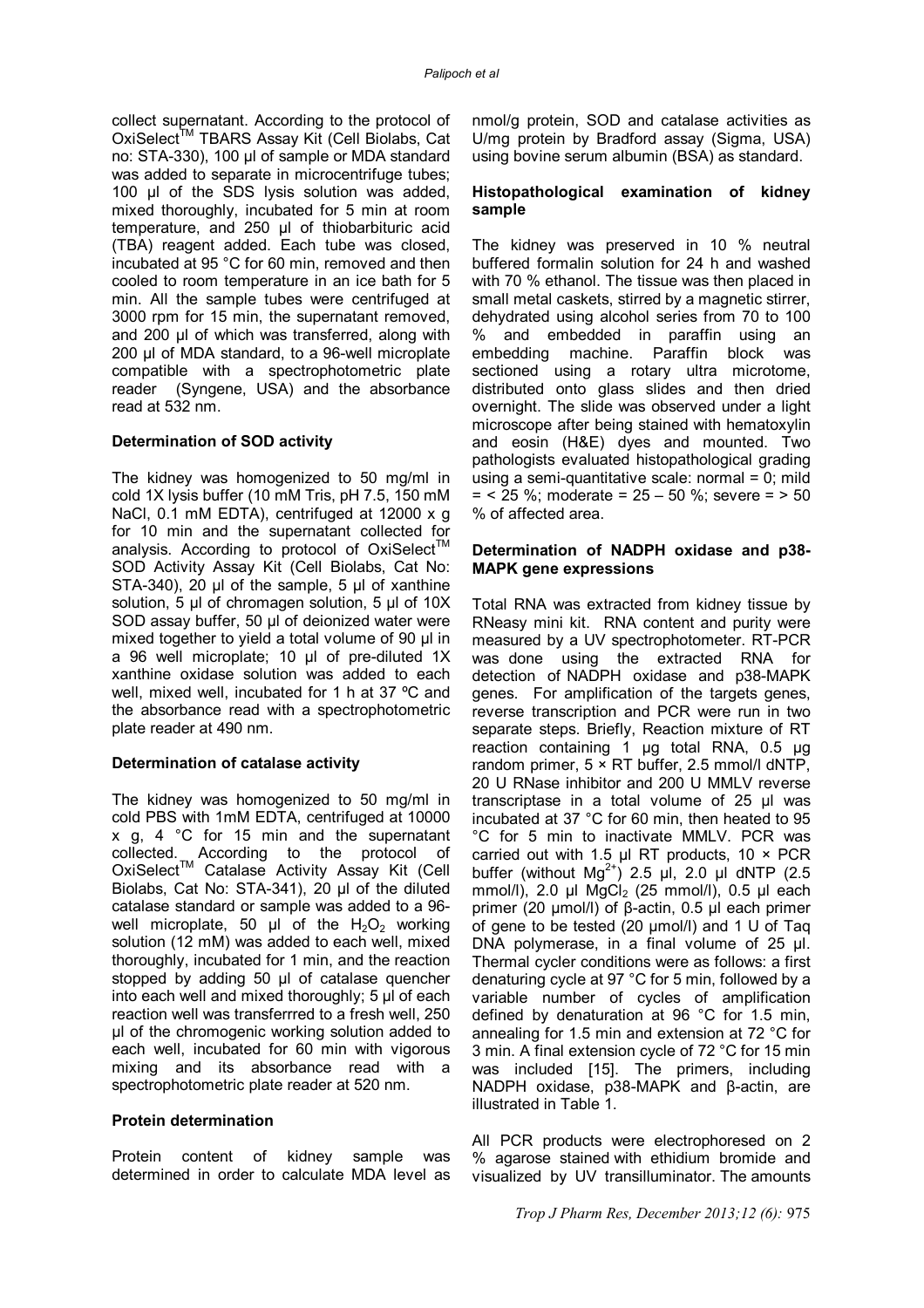collect supernatant. According to the protocol of OxiSelect™ TBARS Assay Kit (Cell Biolabs, Cat no: STA-330), 100 µl of sample or MDA standard was added to separate in microcentrifuge tubes; 100 µl of the SDS lysis solution was added, mixed thoroughly, incubated for 5 min at room temperature, and 250 µl of thiobarbituric acid (TBA) reagent added. Each tube was closed, incubated at 95 °C for 60 min, removed and then cooled to room temperature in an ice bath for 5 min. All the sample tubes were centrifuged at 3000 rpm for 15 min, the supernatant removed, and 200 µl of which was transferred, along with 200 µl of MDA standard, to a 96-well microplate compatible with a spectrophotometric plate reader (Syngene, USA) and the absorbance read at 532 nm.

**Determination of SOD activity**

The kidney was homogenized to 50 mg/ml in cold 1X lysis buffer (10 mM Tris, pH 7.5, 150 mM NaCl, 0.1 mM EDTA), centrifuged at 12000 x g for 10 min and the supernatant collected for analysis. According to protocol of OxiSelect™ SOD Activity Assay Kit (Cell Biolabs, Cat No: STA-340), 20 µl of the sample, 5 µl of xanthine solution, 5 µl of chromagen solution, 5 µl of 10X SOD assay buffer, 50 µl of deionized water were mixed together to yield a total volume of 90 µl in a 96 well microplate; 10 µl of pre-diluted 1X xanthine oxidase solution was added to each well, mixed well, incubated for 1 h at 37 ºC and the absorbance read with a spectrophotometric plate reader at 490 nm.

**Determination of catalase activity**

The kidney was homogenized to 50 mg/ml in cold PBS with 1mM EDTA, centrifuged at 10000 x g, 4 °C for 15 min and the supernatant collected. According to the protocol of OxiSelect™ Catalase Activity Assay Kit (Cell Biolabs, Cat No: STA-341), 20 µl of the diluted catalase standard or sample was added to a 96-well microplate, 50 µl of the $H_2O_2$ working solution (12 mM) was added to each well, mixed thoroughly, incubated for 1 min, and the reaction stopped by adding 50 µl of catalase quencher into each well and mixed thoroughly; 5 µl of each reaction well was transferrred to a fresh well, 250 µl of the chromogenic working solution added to each well, incubated for 60 min with vigorous mixing and its absorbance read with a spectrophotometric plate reader at 520 nm.

**Protein determination**

Protein content of kidney sample was determined in order to calculate MDA level as nmol/g protein, SOD and catalase activities as U/mg protein by Bradford assay (Sigma, USA) using bovine serum albumin (BSA) as standard.

**Histopathological examination of kidney sample**

The kidney was preserved in 10 % neutral buffered formalin solution for 24 h and washed with 70 % ethanol. The tissue was then placed in small metal caskets, stirred by a magnetic stirrer, dehydrated using alcohol series from 70 to 100 % and embedded in paraffin using an embedding machine. Paraffin block was sectioned using a rotary ultra microtome, distributed onto glass slides and then dried overnight. The slide was observed under a light microscope after being stained with hematoxylin and eosin (H&E) dyes and mounted. Two pathologists evaluated histopathological grading using a semi-quantitative scale: normal = 0; mild = < 25 %; moderate = 25 – 50 %; severe = > 50 % of affected area.

**Determination of NADPH oxidase and p38-MAPK gene expressions**

Total RNA was extracted from kidney tissue by RNeasy mini kit. RNA content and purity were measured by a UV spectrophotometer. RT-PCR was done using the extracted RNA for detection of NADPH oxidase and p38-MAPK genes. For amplification of the targets genes, reverse transcription and PCR were run in two separate steps. Briefly, Reaction mixture of RT reaction containing 1 µg total RNA, 0.5 µg random primer, 5 × RT buffer, 2.5 mmol/l dNTP, 20 U RNase inhibitor and 200 U MMLV reverse transcriptase in a total volume of 25 µl was incubated at 37 °C for 60 min, then heated to 95 °C for 5 min to inactivate MMLV. PCR was carried out with 1.5 µl RT products, 10 × PCR buffer (without $Mg^{2+}$) 2.5 µl, 2.0 µl dNTP (2.5 mmol/l), 2.0 µl $MgCl_2$ (25 mmol/l), 0.5 µl each primer (20 µmol/l) of β-actin, 0.5 µl each primer of gene to be tested (20 µmol/l) and 1 U of Taq DNA polymerase, in a final volume of 25 µl. Thermal cycler conditions were as follows: a first denaturing cycle at 97 °C for 5 min, followed by a variable number of cycles of amplification defined by denaturation at 96 °C for 1.5 min, annealing for 1.5 min and extension at 72 °C for 3 min. A final extension cycle of 72 °C for 15 min was included [15]. The primers, including NADPH oxidase, p38-MAPK and β-actin, are illustrated in Table 1.

All PCR products were electrophoresed on 2 % agarose stained with ethidium bromide and visualized by UV transilluminator. The amounts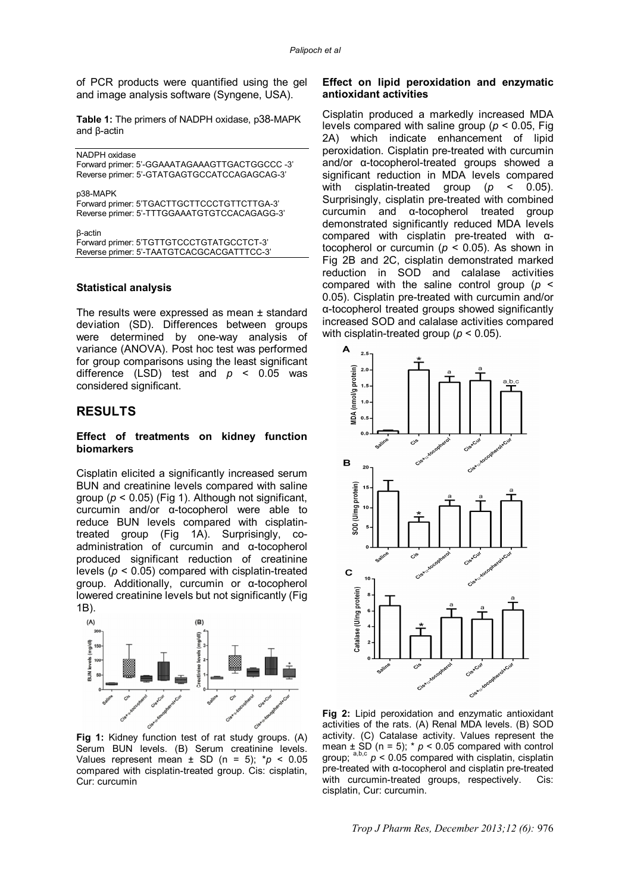of PCR products were quantified using the gel and image analysis software (Syngene, USA).

**Table 1:** The primers of NADPH oxidase, p38-MAPK and β-actin

| |
|---|
| NADPH oxidase<br>Forward primer: 5'-GGAAATAGAAAGTTGACTGGCCC -3'<br>Reverse primer: 5'-GTATGAGTGCCATCCAGAGCAG-3' |
| p38-MAPK<br>Forward primer: 5'TGACTTGCTTCCCTGTTCTTGA-3'<br>Reverse primer: 5'-TTTGGAAATGTGTCCACAGAGG-3' |
| β-actin<br>Forward primer: 5'TGTTGTCCCTGTATGCCTCT-3'<br>Reverse primer: 5'-TAATGTCACGCACGATTTCC-3' |

### Statistical analysis

The results were expressed as mean ± standard deviation (SD). Differences between groups were determined by one-way analysis of variance (ANOVA). Post hoc test was performed for group comparisons using the least significant difference (LSD) test and $p < 0.05$ was considered significant.

## RESULTS

### Effect of treatments on kidney function biomarkers

Cisplatin elicited a significantly increased serum BUN and creatinine levels compared with saline group ($p < 0.05$) (Fig 1). Although not significant, curcumin and/or α-tocopherol were able to reduce BUN levels compared with cisplatin-treated group (Fig 1A). Surprisingly, co-administration of curcumin and α-tocopherol produced significant reduction of creatinine levels ($p < 0.05$) compared with cisplatin-treated group. Additionally, curcumin or α-tocopherol lowered creatinine levels but not significantly (Fig 1B).

**Fig 1:** Kidney function test of rat study groups. (A) Serum BUN levels. (B) Serum creatinine levels. Values represent mean ± SD (n = 5); \*$p < 0.05$ compared with cisplatin-treated group. Cis: cisplatin, Cur: curcumin

### Effect on lipid peroxidation and enzymatic antioxidant activities

Cisplatin produced a markedly increased MDA levels compared with saline group ($p < 0.05$, Fig 2A) which indicate enhancement of lipid peroxidation. Cisplatin pre-treated with curcumin and/or α-tocopherol-treated groups showed a significant reduction in MDA levels compared with cisplatin-treated group ($p < 0.05$). Surprisingly, cisplatin pre-treated with combined curcumin and α-tocopherol treated group demonstrated significantly reduced MDA levels compared with cisplatin pre-treated with α-tocopherol or curcumin ($p < 0.05$). As shown in Fig 2B and 2C, cisplatin demonstrated marked reduction in SOD and calalase activities compared with the saline control group ($p < 0.05$). Cisplatin pre-treated with curcumin and/or α-tocopherol treated groups showed significantly increased SOD and calalase activities compared with cisplatin-treated group ($p < 0.05$).

**Fig 2:** Lipid peroxidation and enzymatic antioxidant activities of the rats. (A) Renal MDA levels. (B) SOD activity. (C) Catalase activity. Values represent the mean ± SD (n = 5); \* $p < 0.05$ compared with control group; [a,b,c] $p < 0.05$ compared with cisplatin, cisplatin pre-treated with α-tocopherol and cisplatin pre-treated with curcumin-treated groups, respectively. Cis: cisplatin, Cur: curcumin.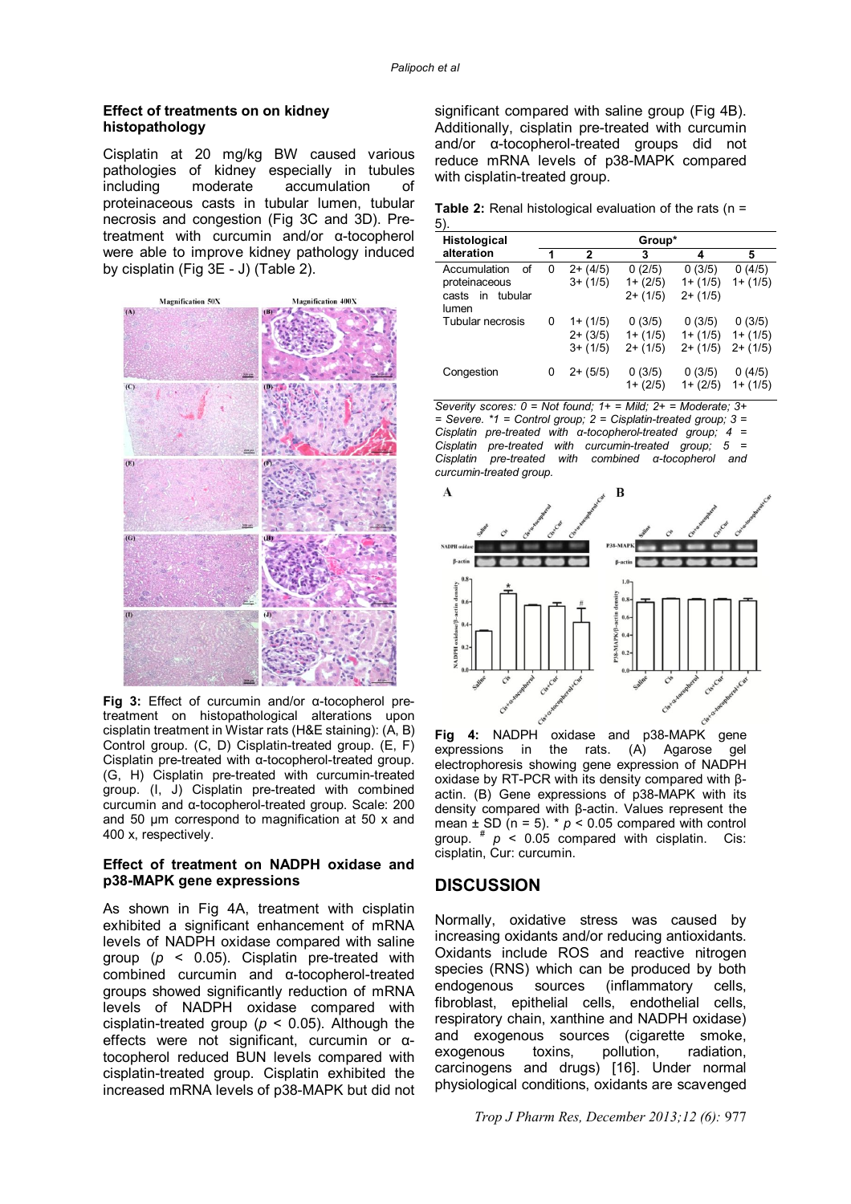### Effect of treatments on on kidney histopathology

Cisplatin at 20 mg/kg BW caused various pathologies of kidney especially in tubules including moderate accumulation of proteinaceous casts in tubular lumen, tubular necrosis and congestion (Fig 3C and 3D). Pre-treatment with curcumin and/or α-tocopherol were able to improve kidney pathology induced by cisplatin (Fig 3E - J) (Table 2).

**Fig 3:** Effect of curcumin and/or α-tocopherol pre-treatment on histopathological alterations upon cisplatin treatment in Wistar rats (H&E staining): (A, B) Control group. (C, D) Cisplatin-treated group. (E, F) Cisplatin pre-treated with α-tocopherol-treated group. (G, H) Cisplatin pre-treated with curcumin-treated group. (I, J) Cisplatin pre-treated with combined curcumin and α-tocopherol-treated group. Scale: 200 and 50 μm correspond to magnification at 50 x and 400 x, respectively.

### Effect of treatment on NADPH oxidase and p38-MAPK gene expressions

As shown in Fig 4A, treatment with cisplatin exhibited a significant enhancement of mRNA levels of NADPH oxidase compared with saline group ($p < 0.05$). Cisplatin pre-treated with combined curcumin and α-tocopherol-treated groups showed significantly reduction of mRNA levels of NADPH oxidase compared with cisplatin-treated group ($p < 0.05$). Although the effects were not significant, curcumin or α-tocopherol reduced BUN levels compared with cisplatin-treated group. Cisplatin exhibited the increased mRNA levels of p38-MAPK but did not significant compared with saline group (Fig 4B). Additionally, cisplatin pre-treated with curcumin and/or α-tocopherol-treated groups did not reduce mRNA levels of p38-MAPK compared with cisplatin-treated group.

**Table 2:** Renal histological evaluation of the rats (n = 5).

| Histological alteration | Group* | | | | |
|---|---|---|---|---|---|
| | 1 | 2 | 3 | 4 | 5 |
| Accumulation of proteinaceous casts in tubular lumen | 0 | 2+ (4/5) 3+ (1/5) | 0 (2/5) 1+ (2/5) 2+ (1/5) | 0 (3/5) 1+ (1/5) 2+ (1/5) | 0 (4/5) 1+ (1/5) |
| Tubular necrosis | 0 | 1+ (1/5) 2+ (3/5) 3+ (1/5) | 0 (3/5) 1+ (1/5) 2+ (1/5) | 0 (3/5) 1+ (1/5) 2+ (1/5) | 0 (3/5) 1+ (1/5) 2+ (1/5) |
| Congestion | 0 | 2+ (5/5) | 0 (3/5) 1+ (2/5) | 0 (3/5) 1+ (2/5) | 0 (4/5) 1+ (1/5) |

*Severity scores: 0 = Not found; 1+ = Mild; 2+ = Moderate; 3+ = Severe. *1 = Control group; 2 = Cisplatin-treated group; 3 = Cisplatin pre-treated with α-tocopherol-treated group; 4 = Cisplatin pre-treated with curcumin-treated group; 5 = Cisplatin pre-treated with combined α-tocopherol and curcumin-treated group.*

**Fig 4:** NADPH oxidase and p38-MAPK gene expressions in the rats. (A) Agarose gel electrophoresis showing gene expression of NADPH oxidase by RT-PCR with its density compared with β-actin. (B) Gene expressions of p38-MAPK with its density compared with β-actin. Values represent the mean ± SD (n = 5). * $p < 0.05$ compared with control group. # $p < 0.05$ compared with cisplatin. Cis: cisplatin, Cur: curcumin.

## DISCUSSION

Normally, oxidative stress was caused by increasing oxidants and/or reducing antioxidants. Oxidants include ROS and reactive nitrogen species (RNS) which can be produced by both endogenous sources (inflammatory cells, fibroblast, epithelial cells, endothelial cells, respiratory chain, xanthine and NADPH oxidase) and exogenous sources (cigarette smoke, exogenous toxins, pollution, radiation, carcinogens and drugs) [16]. Under normal physiological conditions, oxidants are scavenged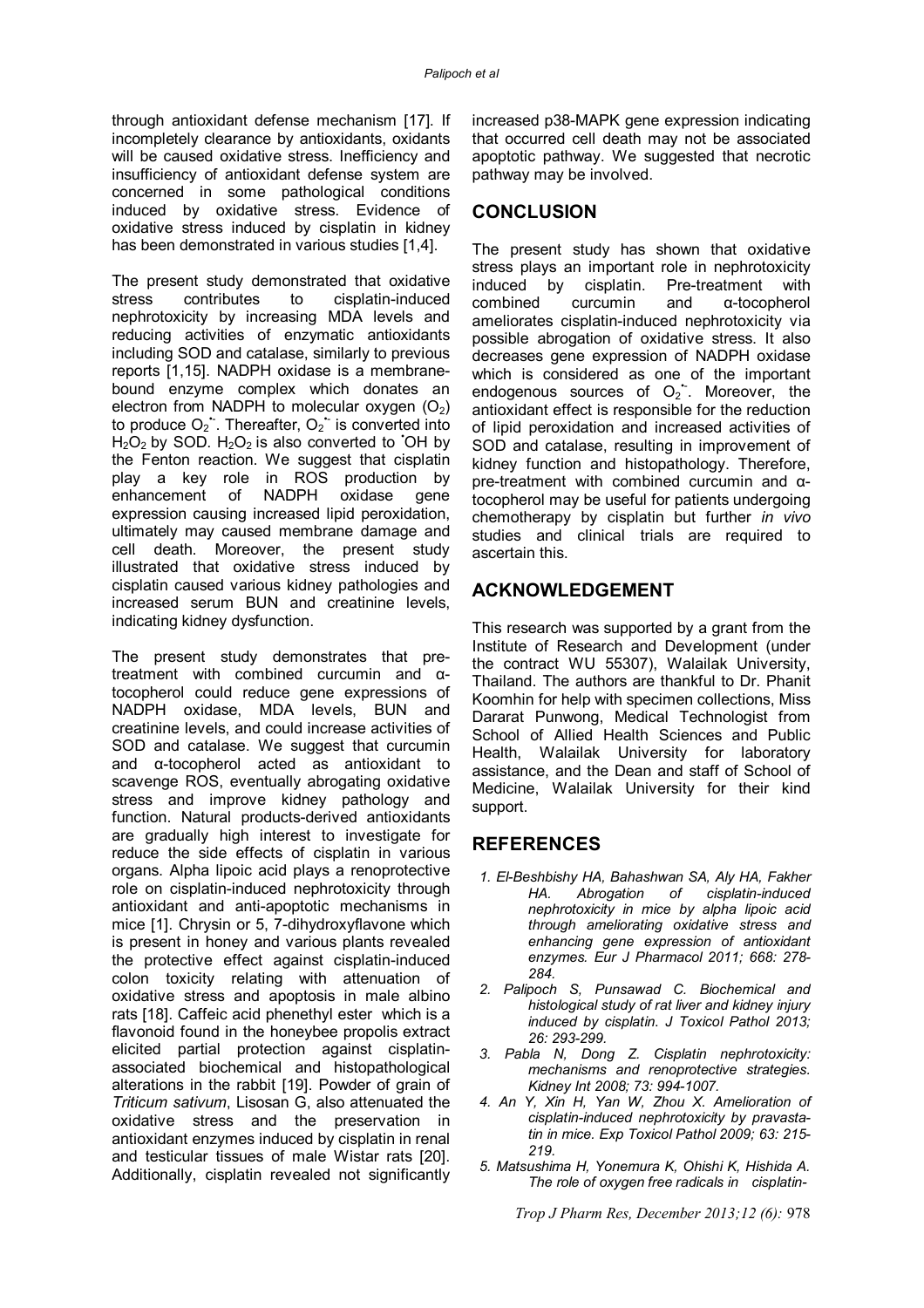through antioxidant defense mechanism [17]. If incompletely clearance by antioxidants, oxidants will be caused oxidative stress. Inefficiency and insufficiency of antioxidant defense system are concerned in some pathological conditions induced by oxidative stress. Evidence of oxidative stress induced by cisplatin in kidney has been demonstrated in various studies [1,4].

The present study demonstrated that oxidative stress contributes to cisplatin-induced nephrotoxicity by increasing MDA levels and reducing activities of enzymatic antioxidants including SOD and catalase, similarly to previous reports [1,15]. NADPH oxidase is a membrane-bound enzyme complex which donates an electron from NADPH to molecular oxygen ($O_2$) to produce $O_2^{\bullet-}$. Thereafter, $O_2^{\bullet-}$ is converted into $H_2O_2$ by SOD. $H_2O_2$ is also converted to $^{\bullet}OH$ by the Fenton reaction. We suggest that cisplatin play a key role in ROS production by enhancement of NADPH oxidase gene expression causing increased lipid peroxidation, ultimately may caused membrane damage and cell death. Moreover, the present study illustrated that oxidative stress induced by cisplatin caused various kidney pathologies and increased serum BUN and creatinine levels, indicating kidney dysfunction.

The present study demonstrates that pre-treatment with combined curcumin and α-tocopherol could reduce gene expressions of NADPH oxidase, MDA levels, BUN and creatinine levels, and could increase activities of SOD and catalase. We suggest that curcumin and α-tocopherol acted as antioxidant to scavenge ROS, eventually abrogating oxidative stress and improve kidney pathology and function. Natural products-derived antioxidants are gradually high interest to investigate for reduce the side effects of cisplatin in various organs. Alpha lipoic acid plays a renoprotective role on cisplatin-induced nephrotoxicity through antioxidant and anti-apoptotic mechanisms in mice [1]. Chrysin or 5, 7-dihydroxyflavone which is present in honey and various plants revealed the protective effect against cisplatin-induced colon toxicity relating with attenuation of oxidative stress and apoptosis in male albino rats [18]. Caffeic acid phenethyl ester which is a flavonoid found in the honeybee propolis extract elicited partial protection against cisplatin-associated biochemical and histopathological alterations in the rabbit [19]. Powder of grain of *Triticum sativum*, Lisosan G, also attenuated the oxidative stress and the preservation in antioxidant enzymes induced by cisplatin in renal and testicular tissues of male Wistar rats [20]. Additionally, cisplatin revealed not significantly increased p38-MAPK gene expression indicating that occurred cell death may not be associated apoptotic pathway. We suggested that necrotic pathway may be involved.

## CONCLUSION

The present study has shown that oxidative stress plays an important role in nephrotoxicity induced by cisplatin. Pre-treatment with combined curcumin and α-tocopherol ameliorates cisplatin-induced nephrotoxicity via possible abrogation of oxidative stress. It also decreases gene expression of NADPH oxidase which is considered as one of the important endogenous sources of $O_2^{\bullet-}$. Moreover, the antioxidant effect is responsible for the reduction of lipid peroxidation and increased activities of SOD and catalase, resulting in improvement of kidney function and histopathology. Therefore, pre-treatment with combined curcumin and α-tocopherol may be useful for patients undergoing chemotherapy by cisplatin but further *in vivo* studies and clinical trials are required to ascertain this.

## ACKNOWLEDGEMENT

This research was supported by a grant from the Institute of Research and Development (under the contract WU 55307), Walailak University, Thailand. The authors are thankful to Dr. Phanit Koomhin for help with specimen collections, Miss Dararat Punwong, Medical Technologist from School of Allied Health Sciences and Public Health, Walailak University for laboratory assistance, and the Dean and staff of School of Medicine, Walailak University for their kind support.

## REFERENCES

1. *El-Beshbishy HA, Bahashwan SA, Aly HA, Fakher HA. Abrogation of cisplatin-induced nephrotoxicity in mice by alpha lipoic acid through ameliorating oxidative stress and enhancing gene expression of antioxidant enzymes. Eur J Pharmacol 2011; 668: 278-284.*
2. *Palipoch S, Punsawad C. Biochemical and histological study of rat liver and kidney injury induced by cisplatin. J Toxicol Pathol 2013; 26: 293-299.*
3. *Pabla N, Dong Z. Cisplatin nephrotoxicity: mechanisms and renoprotective strategies. Kidney Int 2008; 73: 994-1007.*
4. *An Y, Xin H, Yan W, Zhou X. Amelioration of cisplatin-induced nephrotoxicity by pravastatin in mice. Exp Toxicol Pathol 2009; 63: 215-219.*
5. *Matsushima H, Yonemura K, Ohishi K, Hishida A. The role of oxygen free radicals in cisplatin-*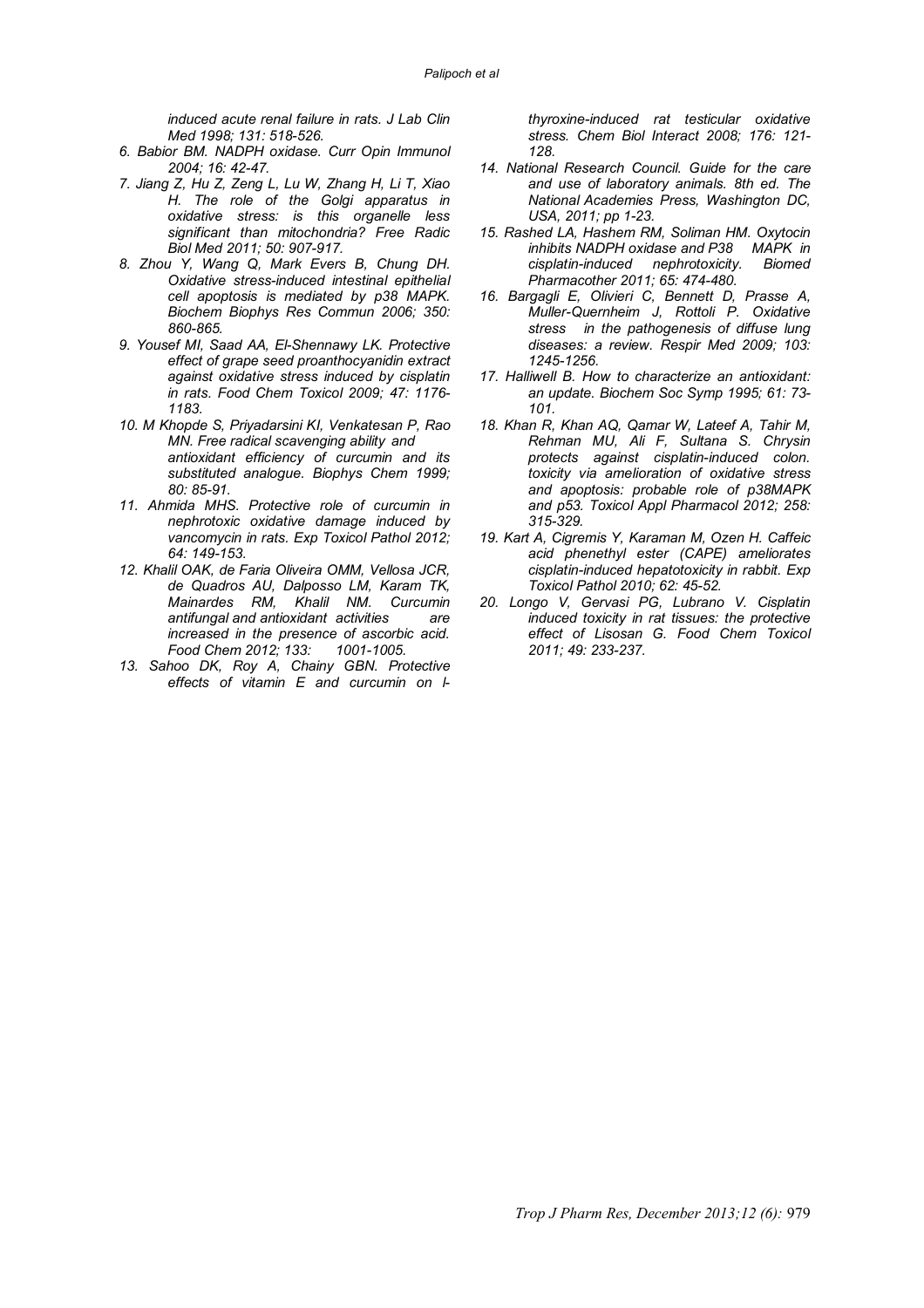*induced acute renal failure in rats. J Lab Clin Med 1998; 131: 518-526.*

6. *Babior BM. NADPH oxidase. Curr Opin Immunol 2004; 16: 42-47.*
7. *Jiang Z, Hu Z, Zeng L, Lu W, Zhang H, Li T, Xiao H. The role of the Golgi apparatus in oxidative stress: is this organelle less significant than mitochondria? Free Radic Biol Med 2011; 50: 907-917.*
8. *Zhou Y, Wang Q, Mark Evers B, Chung DH. Oxidative stress-induced intestinal epithelial cell apoptosis is mediated by p38 MAPK. Biochem Biophys Res Commun 2006; 350: 860-865.*
9. *Yousef MI, Saad AA, El-Shennawy LK. Protective effect of grape seed proanthocyanidin extract against oxidative stress induced by cisplatin in rats. Food Chem Toxicol 2009; 47: 1176-1183.*
10. *M Khopde S, Priyadarsini KI, Venkatesan P, Rao MN. Free radical scavenging ability and antioxidant efficiency of curcumin and its substituted analogue. Biophys Chem 1999; 80: 85-91.*
11. *Ahmida MHS. Protective role of curcumin in nephrotoxic oxidative damage induced by vancomycin in rats. Exp Toxicol Pathol 2012; 64: 149-153.*
12. *Khalil OAK, de Faria Oliveira OMM, Vellosa JCR, de Quadros AU, Dalposso LM, Karam TK, Mainardes RM, Khalil NM. Curcumin antifungal and antioxidant activities are increased in the presence of ascorbic acid. Food Chem 2012; 133: 1001-1005.*
13. *Sahoo DK, Roy A, Chainy GBN. Protective effects of vitamin E and curcumin on l-thyroxine-induced rat testicular oxidative stress. Chem Biol Interact 2008; 176: 121-128.*
14. *National Research Council. Guide for the care and use of laboratory animals. 8th ed. The National Academies Press, Washington DC, USA, 2011; pp 1-23.*
15. *Rashed LA, Hashem RM, Soliman HM. Oxytocin inhibits NADPH oxidase and P38 MAPK in cisplatin-induced nephrotoxicity. Biomed Pharmacother 2011; 65: 474-480.*
16. *Bargagli E, Olivieri C, Bennett D, Prasse A, Muller-Quernheim J, Rottoli P. Oxidative stress in the pathogenesis of diffuse lung diseases: a review. Respir Med 2009; 103: 1245-1256.*
17. *Halliwell B. How to characterize an antioxidant: an update. Biochem Soc Symp 1995; 61: 73-101.*
18. *Khan R, Khan AQ, Qamar W, Lateef A, Tahir M, Rehman MU, Ali F, Sultana S. Chrysin protects against cisplatin-induced colon. toxicity via amelioration of oxidative stress and apoptosis: probable role of p38MAPK and p53. Toxicol Appl Pharmacol 2012; 258: 315-329.*
19. *Kart A, Cigremis Y, Karaman M, Ozen H. Caffeic acid phenethyl ester (CAPE) ameliorates cisplatin-induced hepatotoxicity in rabbit. Exp Toxicol Pathol 2010; 62: 45-52.*
20. *Longo V, Gervasi PG, Lubrano V. Cisplatin induced toxicity in rat tissues: the protective effect of Lisosan G. Food Chem Toxicol 2011; 49: 233-237.*